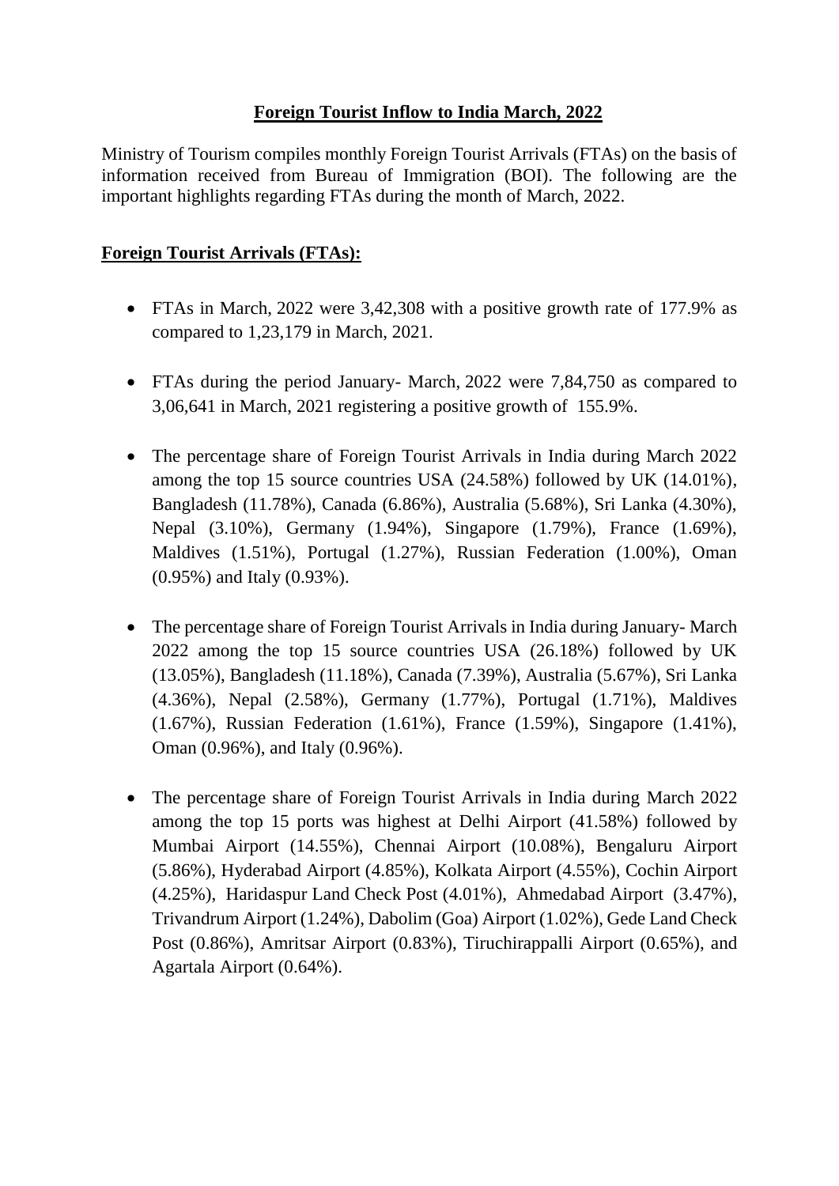# **Foreign Tourist Inflow to India March, 2022**

Ministry of Tourism compiles monthly Foreign Tourist Arrivals (FTAs) on the basis of information received from Bureau of Immigration (BOI). The following are the important highlights regarding FTAs during the month of March, 2022.

## **Foreign Tourist Arrivals (FTAs):**

- FTAs in March, 2022 were 3,42,308 with a positive growth rate of 177.9% as compared to 1,23,179 in March, 2021.
- FTAs during the period January- March, 2022 were 7,84,750 as compared to 3,06,641 in March, 2021 registering a positive growth of 155.9%.
- The percentage share of Foreign Tourist Arrivals in India during March 2022 among the top 15 source countries USA (24.58%) followed by UK (14.01%), Bangladesh (11.78%), Canada (6.86%), Australia (5.68%), Sri Lanka (4.30%), Nepal (3.10%), Germany (1.94%), Singapore (1.79%), France (1.69%), Maldives (1.51%), Portugal (1.27%), Russian Federation (1.00%), Oman (0.95%) and Italy (0.93%).
- The percentage share of Foreign Tourist Arrivals in India during January- March 2022 among the top 15 source countries USA (26.18%) followed by UK (13.05%), Bangladesh (11.18%), Canada (7.39%), Australia (5.67%), Sri Lanka (4.36%), Nepal (2.58%), Germany (1.77%), Portugal (1.71%), Maldives (1.67%), Russian Federation (1.61%), France (1.59%), Singapore (1.41%), Oman (0.96%), and Italy (0.96%).
- The percentage share of Foreign Tourist Arrivals in India during March 2022 among the top 15 ports was highest at Delhi Airport (41.58%) followed by Mumbai Airport (14.55%), Chennai Airport (10.08%), Bengaluru Airport (5.86%), Hyderabad Airport (4.85%), Kolkata Airport (4.55%), Cochin Airport (4.25%), Haridaspur Land Check Post (4.01%), Ahmedabad Airport (3.47%), Trivandrum Airport (1.24%), Dabolim (Goa) Airport (1.02%), Gede Land Check Post (0.86%), Amritsar Airport (0.83%), Tiruchirappalli Airport (0.65%), and Agartala Airport (0.64%).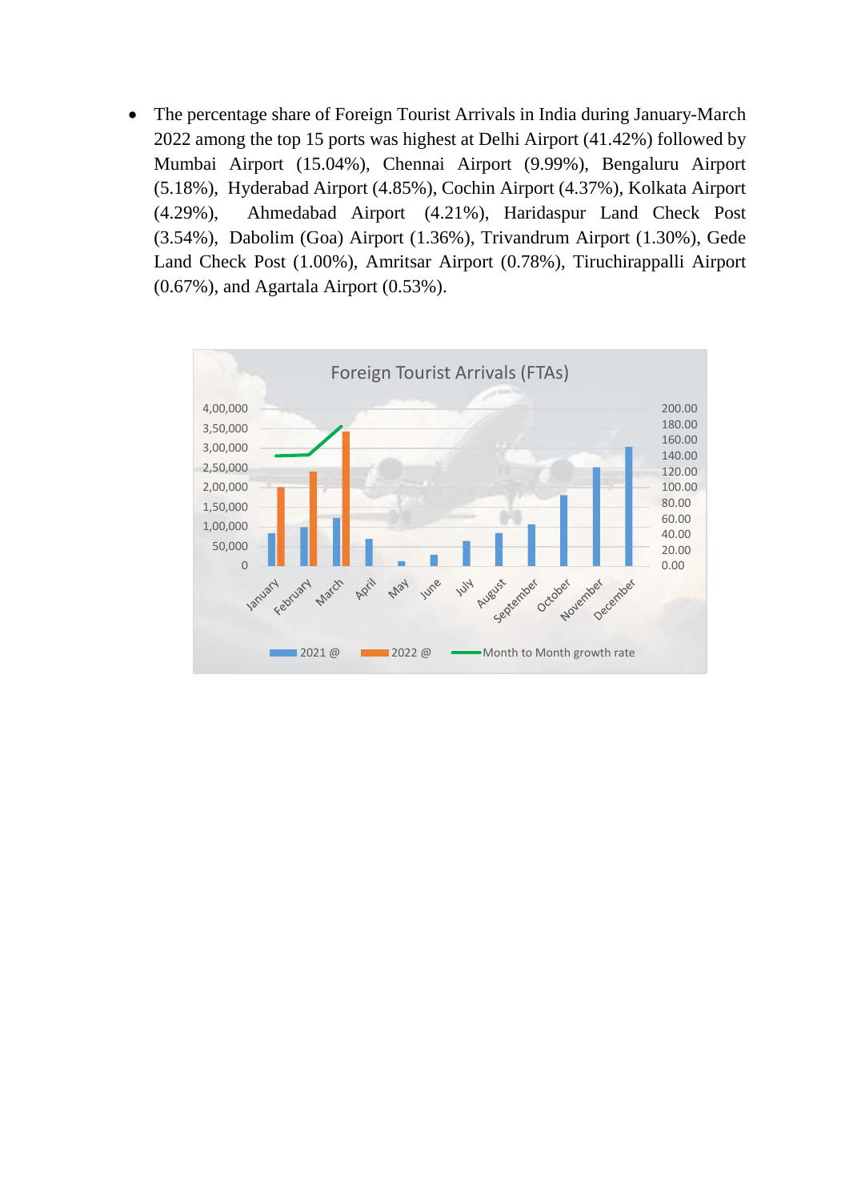- The percentage share of Foreign Tourist Arrivals in India during January-March 2022 among the top 15 ports was highest at Delhi Airport (41.42%) followed by Mumbai Airport (15.04%), Chennai Airport (9.99%), Bengaluru Airport (5.18%), Hyderabad Airport (4.85%), Cochin Airport (4.37%), Kolkata Airport (4.29%), Ahmedabad Airport (4.21%), Haridaspur Land Check Post (3.54%), Dabolim (Goa) Airport (1.36%), Trivandrum Airport (1.30%), Gede Land Check Post (1.00%), Amritsar Airport (0.78%), Tiruchirappalli Airport (0.67%), and Agartala Airport (0.53%).

Foreign Tourist Arrivals (FTAs)

4,00,000
3,50,000
3,00,000
2,50,000
2,00,000
1,50,000
1,00,000
50,000
0

200.00
180.00
160.00
140.00
120.00
100.00
80.00
60.00
40.00
20.00
0.00

January
February
March
April
May
June
July
August
September
October
November
December

2021 @
2022 @
Month to Month growth rate